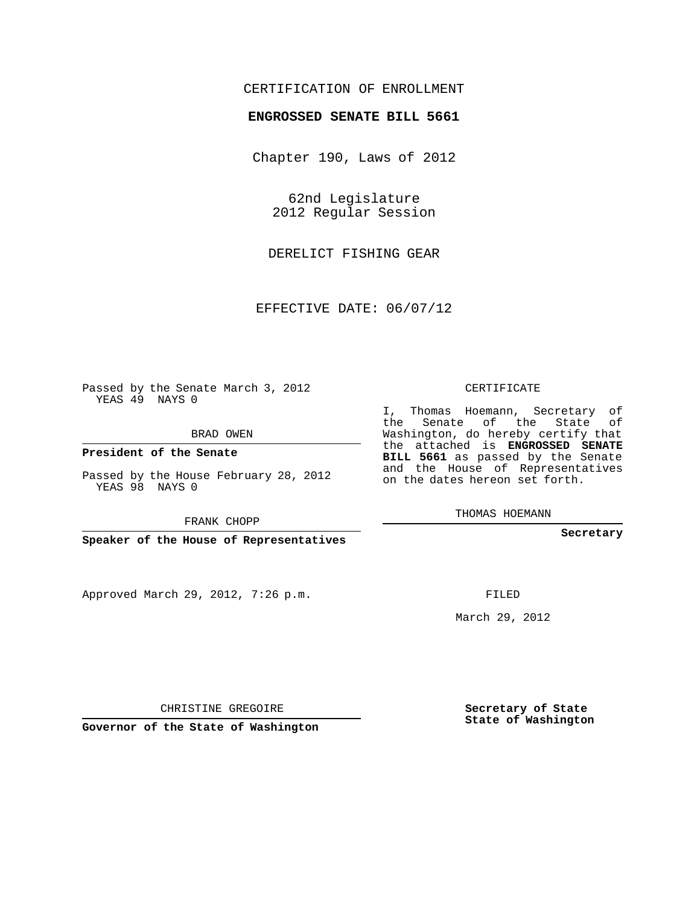CERTIFICATION OF ENROLLMENT

**ENGROSSED SENATE BILL 5661**

Chapter 190, Laws of 2012

62nd Legislature
2012 Regular Session

DERELICT FISHING GEAR

EFFECTIVE DATE: 06/07/12

Passed by the Senate March 3, 2012
YEAS 49 NAYS 0

BRAD OWEN

**President of the Senate**

Passed by the House February 28, 2012
YEAS 98 NAYS 0

FRANK CHOPP

**Speaker of the House of Representatives**

Approved March 29, 2012, 7:26 p.m.

CHRISTINE GREGOIRE

**Governor of the State of Washington**

CERTIFICATE

I, Thomas Hoemann, Secretary of the Senate of the State of Washington, do hereby certify that the attached is **ENGROSSED SENATE BILL 5661** as passed by the Senate and the House of Representatives on the dates hereon set forth.

THOMAS HOEMANN

**Secretary**

FILED

March 29, 2012

**Secretary of State**
**State of Washington**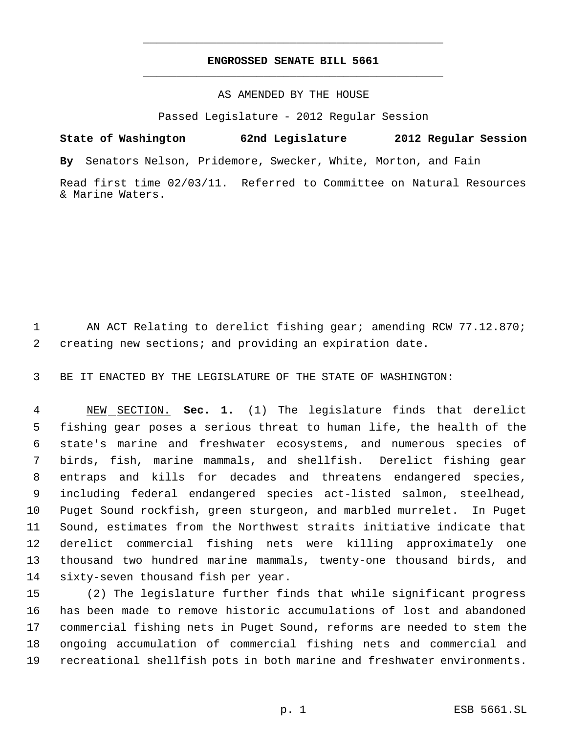# ENGROSSED SENATE BILL 5661

AS AMENDED BY THE HOUSE

Passed Legislature - 2012 Regular Session

**State of Washington 62nd Legislature 2012 Regular Session**

**By** Senators Nelson, Pridemore, Swecker, White, Morton, and Fain

Read first time 02/03/11. Referred to Committee on Natural Resources & Marine Waters.

AN ACT Relating to derelict fishing gear; amending RCW 77.12.870; creating new sections; and providing an expiration date.

BE IT ENACTED BY THE LEGISLATURE OF THE STATE OF WASHINGTON:

NEW SECTION. **Sec. 1.** (1) The legislature finds that derelict fishing gear poses a serious threat to human life, the health of the state's marine and freshwater ecosystems, and numerous species of birds, fish, marine mammals, and shellfish. Derelict fishing gear entraps and kills for decades and threatens endangered species, including federal endangered species act-listed salmon, steelhead, Puget Sound rockfish, green sturgeon, and marbled murrelet. In Puget Sound, estimates from the Northwest straits initiative indicate that derelict commercial fishing nets were killing approximately one thousand two hundred marine mammals, twenty-one thousand birds, and sixty-seven thousand fish per year.

(2) The legislature further finds that while significant progress has been made to remove historic accumulations of lost and abandoned commercial fishing nets in Puget Sound, reforms are needed to stem the ongoing accumulation of commercial fishing nets and commercial and recreational shellfish pots in both marine and freshwater environments.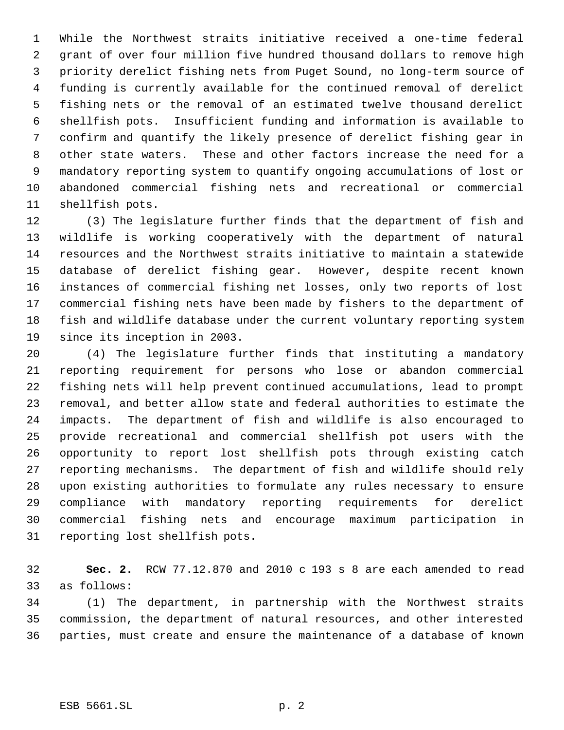While the Northwest straits initiative received a one-time federal grant of over four million five hundred thousand dollars to remove high priority derelict fishing nets from Puget Sound, no long-term source of funding is currently available for the continued removal of derelict fishing nets or the removal of an estimated twelve thousand derelict shellfish pots. Insufficient funding and information is available to confirm and quantify the likely presence of derelict fishing gear in other state waters. These and other factors increase the need for a mandatory reporting system to quantify ongoing accumulations of lost or abandoned commercial fishing nets and recreational or commercial shellfish pots.

(3) The legislature further finds that the department of fish and wildlife is working cooperatively with the department of natural resources and the Northwest straits initiative to maintain a statewide database of derelict fishing gear. However, despite recent known instances of commercial fishing net losses, only two reports of lost commercial fishing nets have been made by fishers to the department of fish and wildlife database under the current voluntary reporting system since its inception in 2003.

(4) The legislature further finds that instituting a mandatory reporting requirement for persons who lose or abandon commercial fishing nets will help prevent continued accumulations, lead to prompt removal, and better allow state and federal authorities to estimate the impacts. The department of fish and wildlife is also encouraged to provide recreational and commercial shellfish pot users with the opportunity to report lost shellfish pots through existing catch reporting mechanisms. The department of fish and wildlife should rely upon existing authorities to formulate any rules necessary to ensure compliance with mandatory reporting requirements for derelict commercial fishing nets and encourage maximum participation in reporting lost shellfish pots.

**Sec. 2.** RCW 77.12.870 and 2010 c 193 s 8 are each amended to read as follows:

(1) The department, in partnership with the Northwest straits commission, the department of natural resources, and other interested parties, must create and ensure the maintenance of a database of known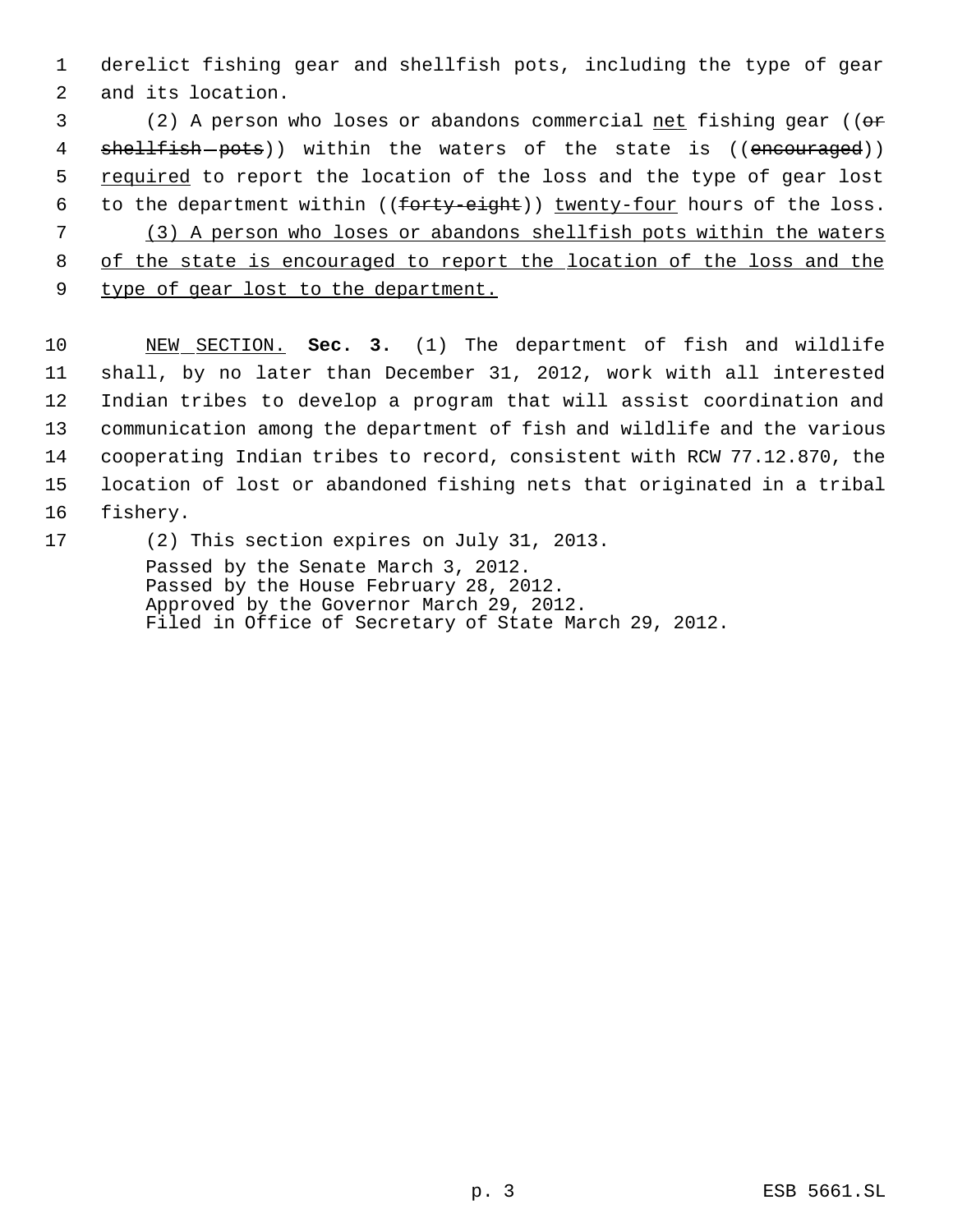derelict fishing gear and shellfish pots, including the type of gear and its location.

(2) A person who loses or abandons commercial <u>net</u> fishing gear ((~~or shellfish pots~~)) within the waters of the state is ((~~encouraged~~)) <u>required</u> to report the location of the loss and the type of gear lost to the department within ((~~forty-eight~~)) <u>twenty-four</u> hours of the loss.

<u>(3) A person who loses or abandons shellfish pots within the waters of the state is encouraged to report the location of the loss and the type of gear lost to the department.</u>

<u>NEW SECTION.</u> **Sec. 3.** (1) The department of fish and wildlife shall, by no later than December 31, 2012, work with all interested Indian tribes to develop a program that will assist coordination and communication among the department of fish and wildlife and the various cooperating Indian tribes to record, consistent with RCW 77.12.870, the location of lost or abandoned fishing nets that originated in a tribal fishery.

(2) This section expires on July 31, 2013.

Passed by the Senate March 3, 2012.
Passed by the House February 28, 2012.
Approved by the Governor March 29, 2012.
Filed in Office of Secretary of State March 29, 2012.